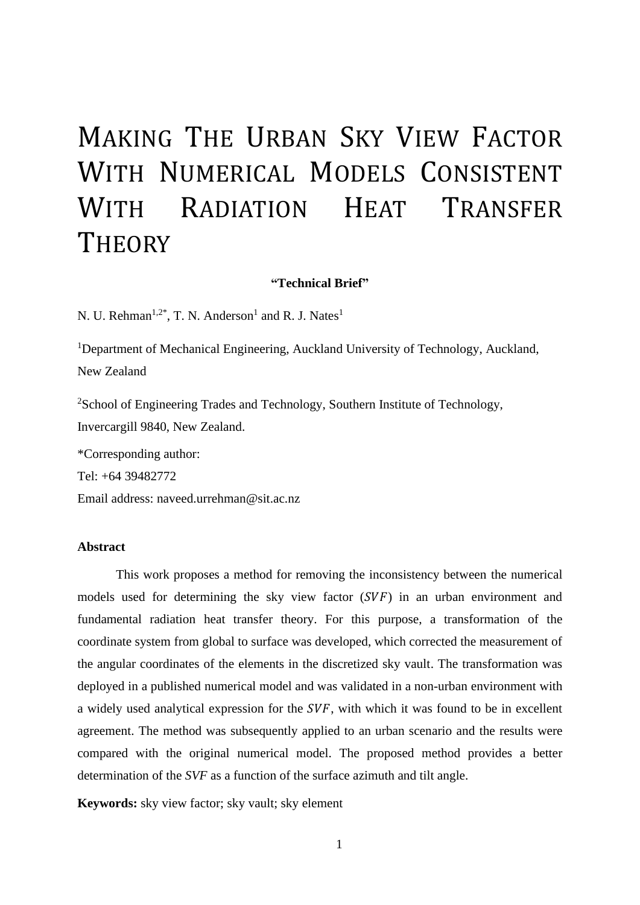# Making The Urban Sky View Factor With Numerical Models Consistent With Radiation Heat Transfer Theory

**"Technical Brief"**

N. U. Rehman[1,2*], T. N. Anderson[1] and R. J. Nates[1]

[1]Department of Mechanical Engineering, Auckland University of Technology, Auckland, New Zealand

[2]School of Engineering Trades and Technology, Southern Institute of Technology, Invercargill 9840, New Zealand.

*Corresponding author:

Tel: +64 39482772

Email address: naveed.urrehman@sit.ac.nz

### Abstract

This work proposes a method for removing the inconsistency between the numerical models used for determining the sky view factor ($SVF$) in an urban environment and fundamental radiation heat transfer theory. For this purpose, a transformation of the coordinate system from global to surface was developed, which corrected the measurement of the angular coordinates of the elements in the discretized sky vault. The transformation was deployed in a published numerical model and was validated in a non-urban environment with a widely used analytical expression for the $SVF$, with which it was found to be in excellent agreement. The method was subsequently applied to an urban scenario and the results were compared with the original numerical model. The proposed method provides a better determination of the $SVF$ as a function of the surface azimuth and tilt angle.

**Keywords:** sky view factor; sky vault; sky element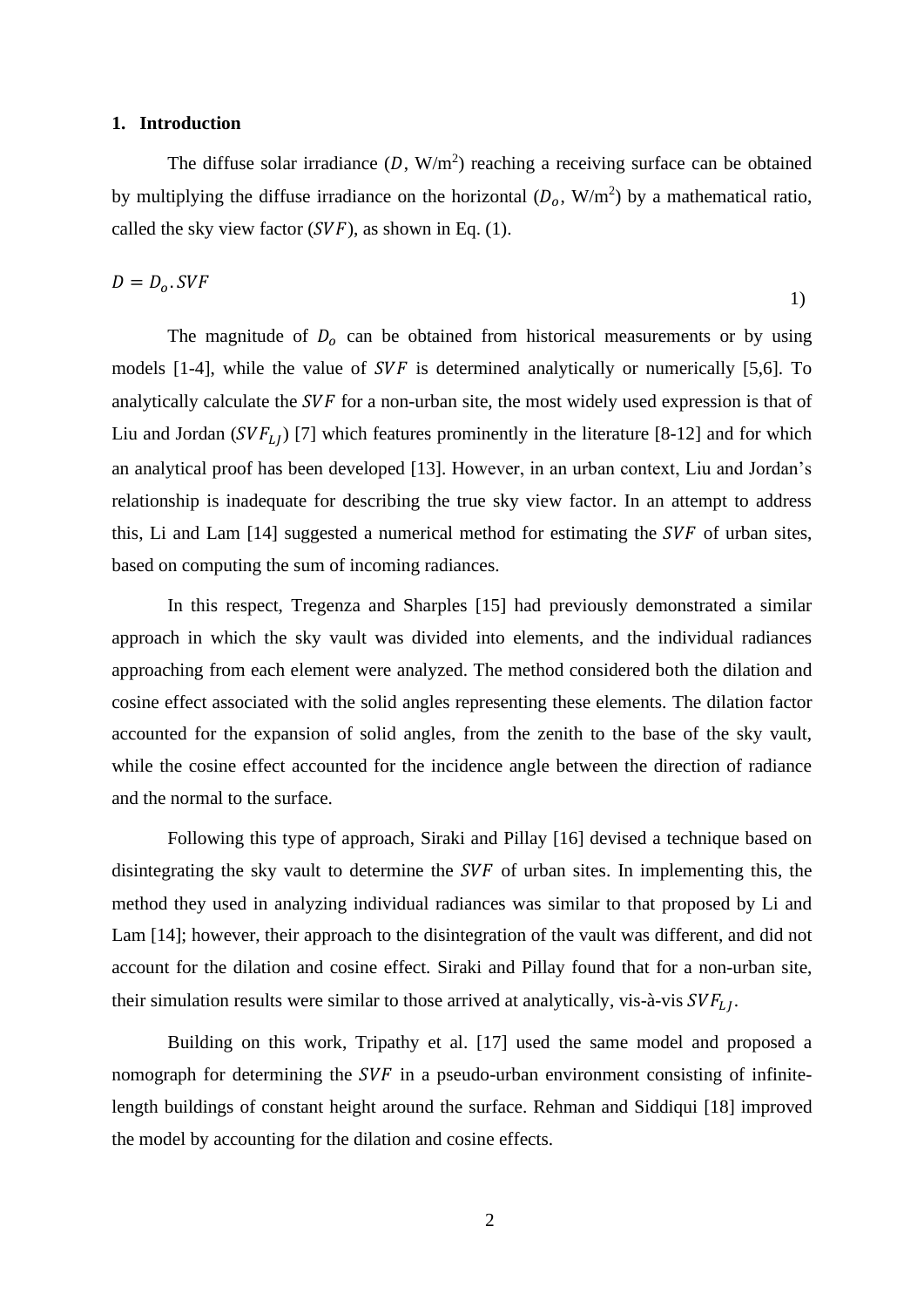## 1. Introduction

The diffuse solar irradiance ($D$, W/m$^2$) reaching a receiving surface can be obtained by multiplying the diffuse irradiance on the horizontal ($D_o$, W/m$^2$) by a mathematical ratio, called the sky view factor ($SVF$), as shown in Eq. (1).

$$D = D_o . SVF \tag{1}$$

The magnitude of $D_o$ can be obtained from historical measurements or by using models [1-4], while the value of $SVF$ is determined analytically or numerically [5,6]. To analytically calculate the $SVF$ for a non-urban site, the most widely used expression is that of Liu and Jordan ($SVF_{LJ}$) [7] which features prominently in the literature [8-12] and for which an analytical proof has been developed [13]. However, in an urban context, Liu and Jordan's relationship is inadequate for describing the true sky view factor. In an attempt to address this, Li and Lam [14] suggested a numerical method for estimating the $SVF$ of urban sites, based on computing the sum of incoming radiances.

In this respect, Tregenza and Sharples [15] had previously demonstrated a similar approach in which the sky vault was divided into elements, and the individual radiances approaching from each element were analyzed. The method considered both the dilation and cosine effect associated with the solid angles representing these elements. The dilation factor accounted for the expansion of solid angles, from the zenith to the base of the sky vault, while the cosine effect accounted for the incidence angle between the direction of radiance and the normal to the surface.

Following this type of approach, Siraki and Pillay [16] devised a technique based on disintegrating the sky vault to determine the $SVF$ of urban sites. In implementing this, the method they used in analyzing individual radiances was similar to that proposed by Li and Lam [14]; however, their approach to the disintegration of the vault was different, and did not account for the dilation and cosine effect. Siraki and Pillay found that for a non-urban site, their simulation results were similar to those arrived at analytically, vis-à-vis $SVF_{LJ}$.

Building on this work, Tripathy et al. [17] used the same model and proposed a nomograph for determining the $SVF$ in a pseudo-urban environment consisting of infinite-length buildings of constant height around the surface. Rehman and Siddiqui [18] improved the model by accounting for the dilation and cosine effects.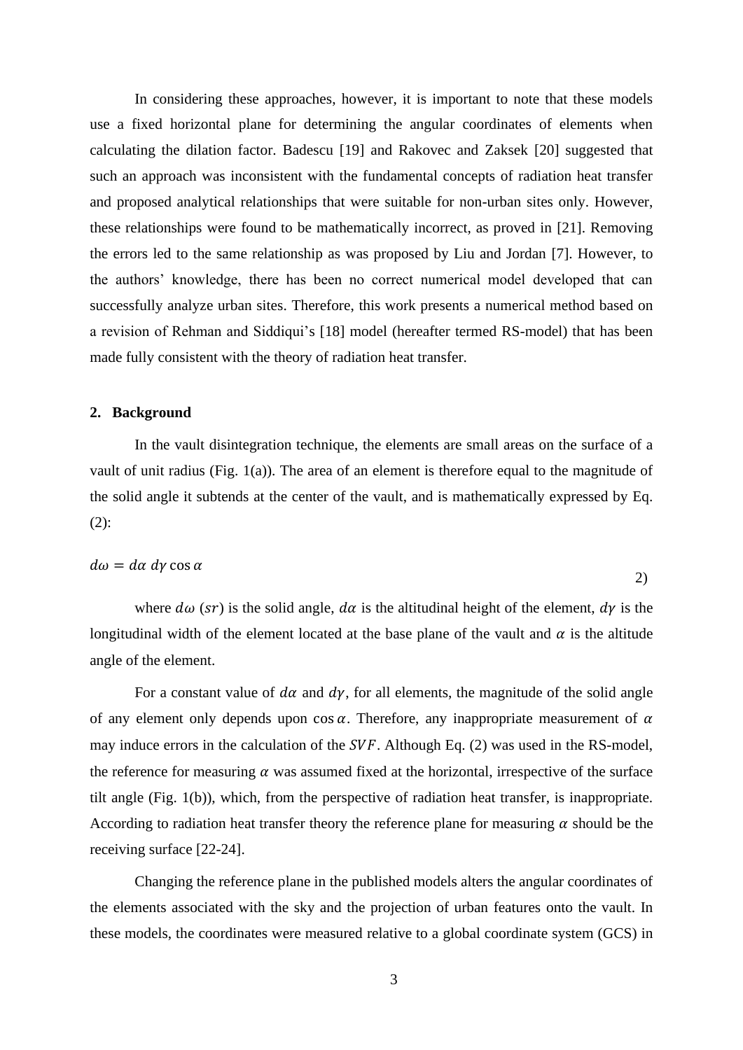In considering these approaches, however, it is important to note that these models use a fixed horizontal plane for determining the angular coordinates of elements when calculating the dilation factor. Badescu [19] and Rakovec and Zaksek [20] suggested that such an approach was inconsistent with the fundamental concepts of radiation heat transfer and proposed analytical relationships that were suitable for non-urban sites only. However, these relationships were found to be mathematically incorrect, as proved in [21]. Removing the errors led to the same relationship as was proposed by Liu and Jordan [7]. However, to the authors' knowledge, there has been no correct numerical model developed that can successfully analyze urban sites. Therefore, this work presents a numerical method based on a revision of Rehman and Siddiqui's [18] model (hereafter termed RS-model) that has been made fully consistent with the theory of radiation heat transfer.

## 2. Background

In the vault disintegration technique, the elements are small areas on the surface of a vault of unit radius (Fig. 1(a)). The area of an element is therefore equal to the magnitude of the solid angle it subtends at the center of the vault, and is mathematically expressed by Eq. (2):

$$d\omega = d\alpha \; d\gamma \cos \alpha \qquad 2)$$

where $d\omega$ ($sr$) is the solid angle, $d\alpha$ is the altitudinal height of the element, $d\gamma$ is the longitudinal width of the element located at the base plane of the vault and $\alpha$ is the altitude angle of the element.

For a constant value of $d\alpha$ and $d\gamma$, for all elements, the magnitude of the solid angle of any element only depends upon $\cos \alpha$. Therefore, any inappropriate measurement of $\alpha$ may induce errors in the calculation of the $SVF$. Although Eq. (2) was used in the RS-model, the reference for measuring $\alpha$ was assumed fixed at the horizontal, irrespective of the surface tilt angle (Fig. 1(b)), which, from the perspective of radiation heat transfer, is inappropriate. According to radiation heat transfer theory the reference plane for measuring $\alpha$ should be the receiving surface [22-24].

Changing the reference plane in the published models alters the angular coordinates of the elements associated with the sky and the projection of urban features onto the vault. In these models, the coordinates were measured relative to a global coordinate system (GCS) in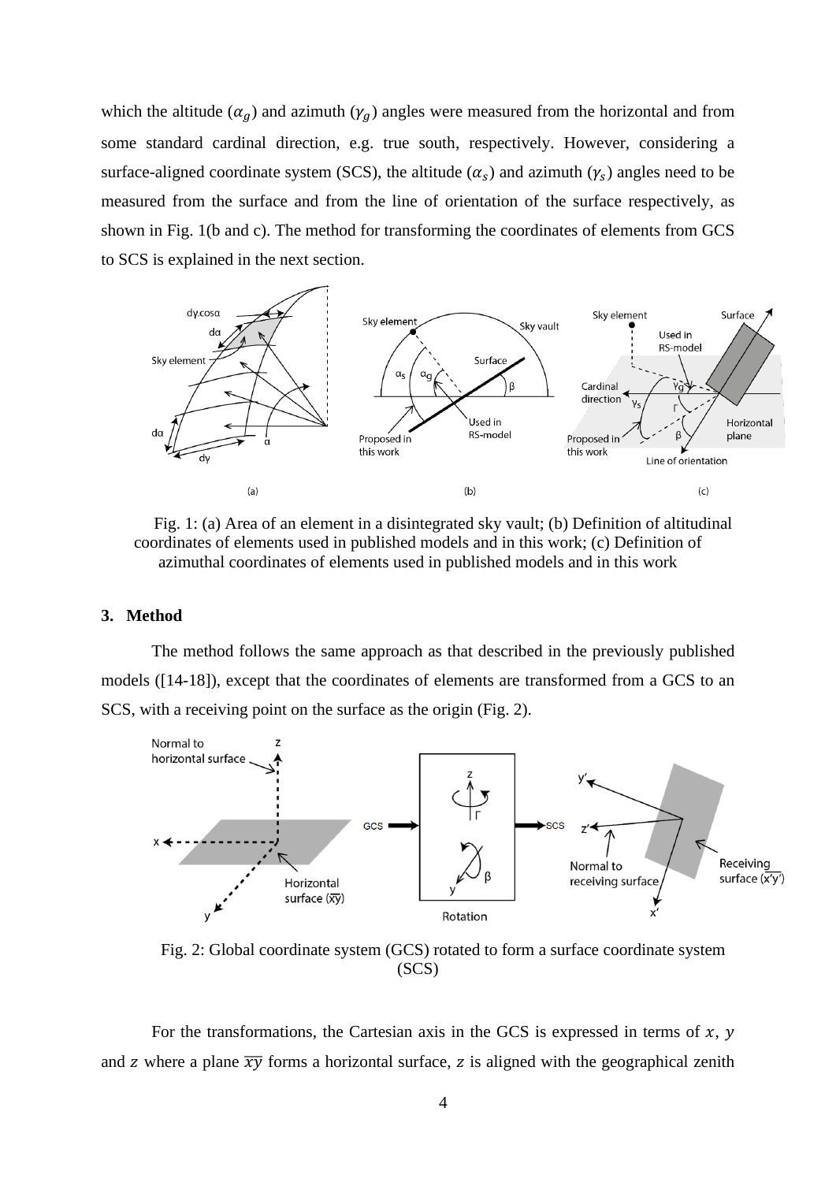which the altitude ($\alpha_g$) and azimuth ($\gamma_g$) angles were measured from the horizontal and from some standard cardinal direction, e.g. true south, respectively. However, considering a surface-aligned coordinate system (SCS), the altitude ($\alpha_s$) and azimuth ($\gamma_s$) angles need to be measured from the surface and from the line of orientation of the surface respectively, as shown in Fig. 1(b and c). The method for transforming the coordinates of elements from GCS to SCS is explained in the next section.

Fig. 1: (a) Area of an element in a disintegrated sky vault; (b) Definition of altitudinal coordinates of elements used in published models and in this work; (c) Definition of azimuthal coordinates of elements used in published models and in this work

## 3. Method

The method follows the same approach as that described in the previously published models ([14-18]), except that the coordinates of elements are transformed from a GCS to an SCS, with a receiving point on the surface as the origin (Fig. 2).

Fig. 2: Global coordinate system (GCS) rotated to form a surface coordinate system (SCS)

For the transformations, the Cartesian axis in the GCS is expressed in terms of $x$, $y$ and $z$ where a plane $\overline{xy}$ forms a horizontal surface, $z$ is aligned with the geographical zenith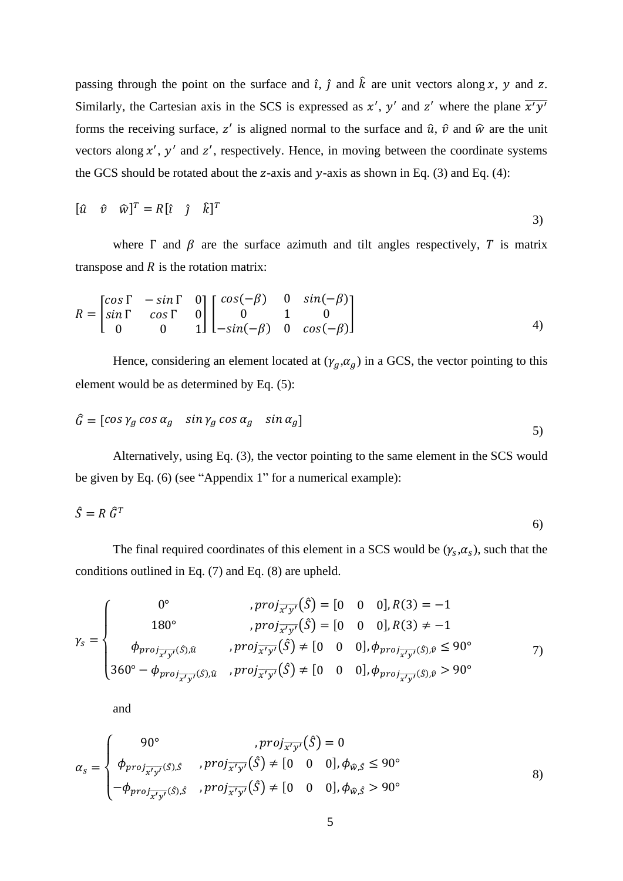passing through the point on the surface and $\hat{\imath}$, $\hat{\jmath}$ and $\hat{k}$ are unit vectors along $x$, $y$ and $z$. Similarly, the Cartesian axis in the SCS is expressed as $x'$, $y'$ and $z'$ where the plane $\overline{x'y'}$ forms the receiving surface, $z'$ is aligned normal to the surface and $\hat{u}$, $\hat{v}$ and $\hat{w}$ are the unit vectors along $x'$, $y'$ and $z'$, respectively. Hence, in moving between the coordinate systems the GCS should be rotated about the $z$-axis and $y$-axis as shown in Eq. (3) and Eq. (4):

$$[\hat{u} \quad \hat{v} \quad \hat{w}]^T = R[\hat{\imath} \quad \hat{\jmath} \quad \hat{k}]^T \tag{3}$$

where $\Gamma$ and $\beta$ are the surface azimuth and tilt angles respectively, $T$ is matrix transpose and $R$ is the rotation matrix:

$$R = \begin{bmatrix} \cos\Gamma & -\sin\Gamma & 0 \\ \sin\Gamma & \cos\Gamma & 0 \\ 0 & 0 & 1 \end{bmatrix} \begin{bmatrix} \cos(-\beta) & 0 & \sin(-\beta) \\ 0 & 1 & 0 \\ -\sin(-\beta) & 0 & \cos(-\beta) \end{bmatrix} \tag{4}$$

Hence, considering an element located at ($\gamma_g$,$\alpha_g$) in a GCS, the vector pointing to this element would be as determined by Eq. (5):

$$\hat{G} = [\cos\gamma_g \cos\alpha_g \quad \sin\gamma_g \cos\alpha_g \quad \sin\alpha_g] \tag{5}$$

Alternatively, using Eq. (3), the vector pointing to the same element in the SCS would be given by Eq. (6) (see "Appendix 1" for a numerical example):

$$\hat{S} = R\,\hat{G}^T \tag{6}$$

The final required coordinates of this element in a SCS would be ($\gamma_s$,$\alpha_s$), such that the conditions outlined in Eq. (7) and Eq. (8) are upheld.

$$\gamma_s = \begin{cases} 0° & , proj_{\overline{x'y'}}(\hat{S}) = [0 \quad 0 \quad 0], R(3) = -1 \\ 180° & , proj_{\overline{x'y'}}(\hat{S}) = [0 \quad 0 \quad 0], R(3) \neq -1 \\ \phi_{proj_{\overline{x'y'}}(\hat{S}),\hat{u}} & , proj_{\overline{x'y'}}(\hat{S}) \neq [0 \quad 0 \quad 0], \phi_{proj_{\overline{x'y'}}(\hat{S}),\hat{v}} \leq 90° \\ 360° - \phi_{proj_{\overline{x'y'}}(\hat{S}),\hat{u}} & , proj_{\overline{x'y'}}(\hat{S}) \neq [0 \quad 0 \quad 0], \phi_{proj_{\overline{x'y'}}(\hat{S}),\hat{v}} > 90° \end{cases} \tag{7}$$

and

$$\alpha_s = \begin{cases} 90° & , proj_{\overline{x'y'}}(\hat{S}) = 0 \\ \phi_{proj_{\overline{x'y'}}(\hat{S}),\hat{S}} & , proj_{\overline{x'y'}}(\hat{S}) \neq [0 \quad 0 \quad 0], \phi_{\hat{w},\hat{S}} \leq 90° \\ -\phi_{proj_{\overline{x'y'}}(\hat{S}),\hat{S}} & , proj_{\overline{x'y'}}(\hat{S}) \neq [0 \quad 0 \quad 0], \phi_{\hat{w},\hat{S}} > 90° \end{cases} \tag{8}$$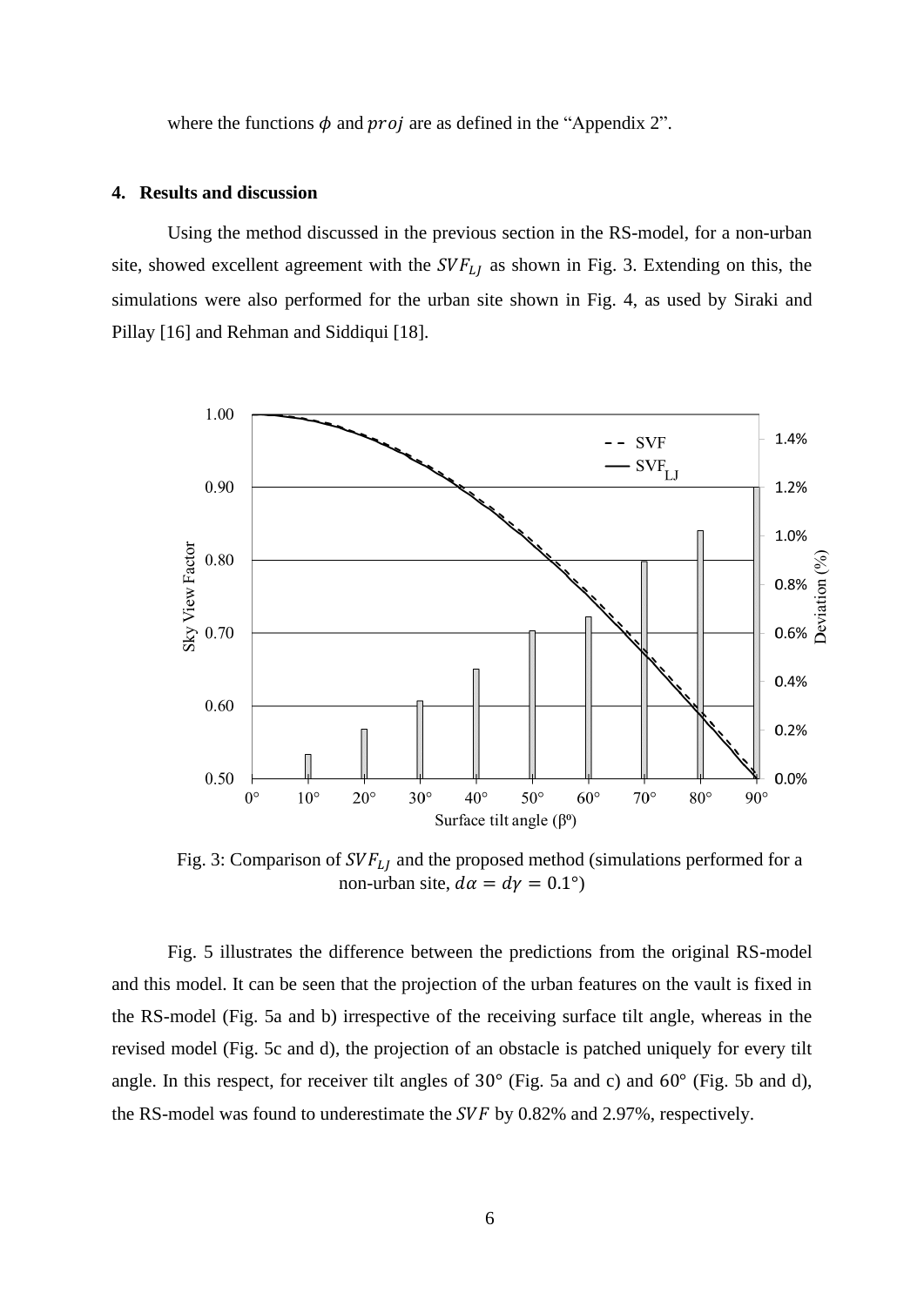where the functions $\phi$ and $proj$ are as defined in the “Appendix 2”.

## 4. Results and discussion

Using the method discussed in the previous section in the RS-model, for a non-urban site, showed excellent agreement with the $SVF_{LJ}$ as shown in Fig. 3. Extending on this, the simulations were also performed for the urban site shown in Fig. 4, as used by Siraki and Pillay [16] and Rehman and Siddiqui [18].

Fig. 3: Comparison of $SVF_{LJ}$ and the proposed method (simulations performed for a non-urban site, $d\alpha = d\gamma = 0.1°$)

Fig. 5 illustrates the difference between the predictions from the original RS-model and this model. It can be seen that the projection of the urban features on the vault is fixed in the RS-model (Fig. 5a and b) irrespective of the receiving surface tilt angle, whereas in the revised model (Fig. 5c and d), the projection of an obstacle is patched uniquely for every tilt angle. In this respect, for receiver tilt angles of $30°$ (Fig. 5a and c) and $60°$ (Fig. 5b and d), the RS-model was found to underestimate the $SVF$ by 0.82% and 2.97%, respectively.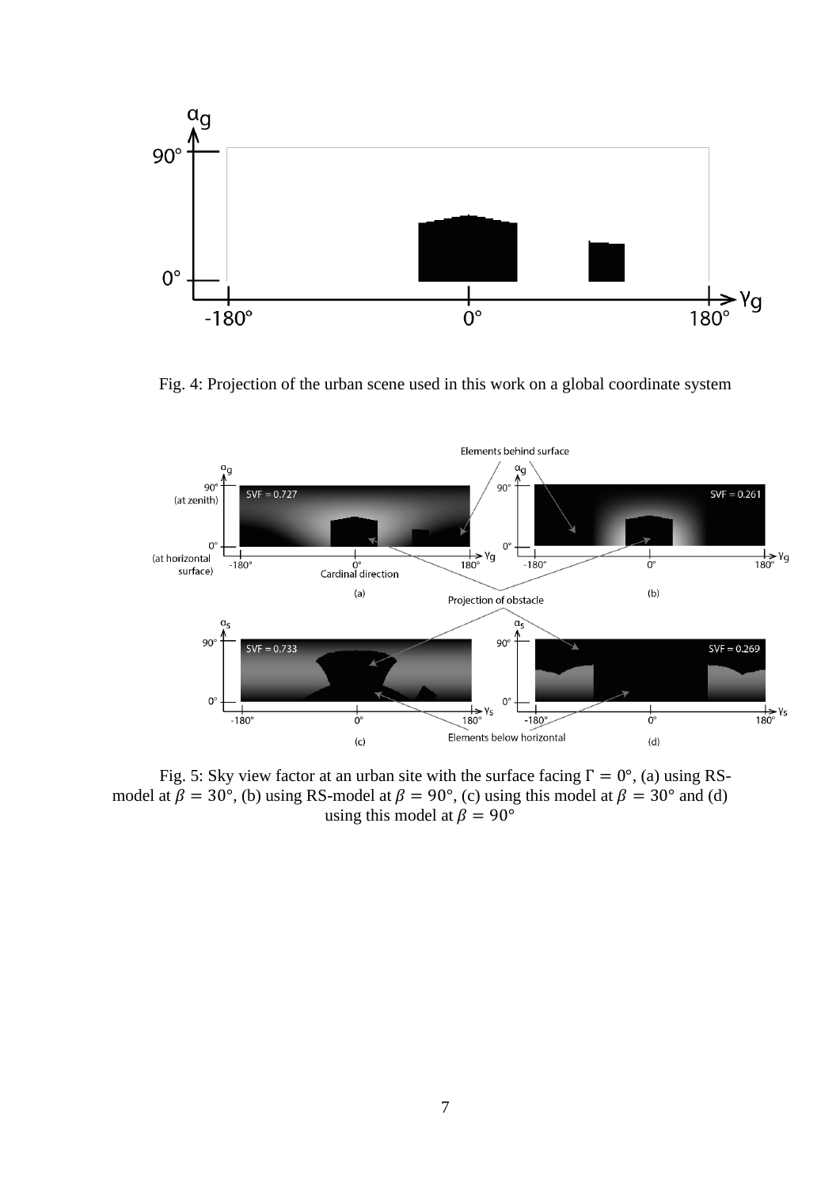Fig. 4: Projection of the urban scene used in this work on a global coordinate system

Fig. 5: Sky view factor at an urban site with the surface facing $\Gamma = 0°$, (a) using RS-model at $\beta = 30°$, (b) using RS-model at $\beta = 90°$, (c) using this model at $\beta = 30°$ and (d) using this model at $\beta = 90°$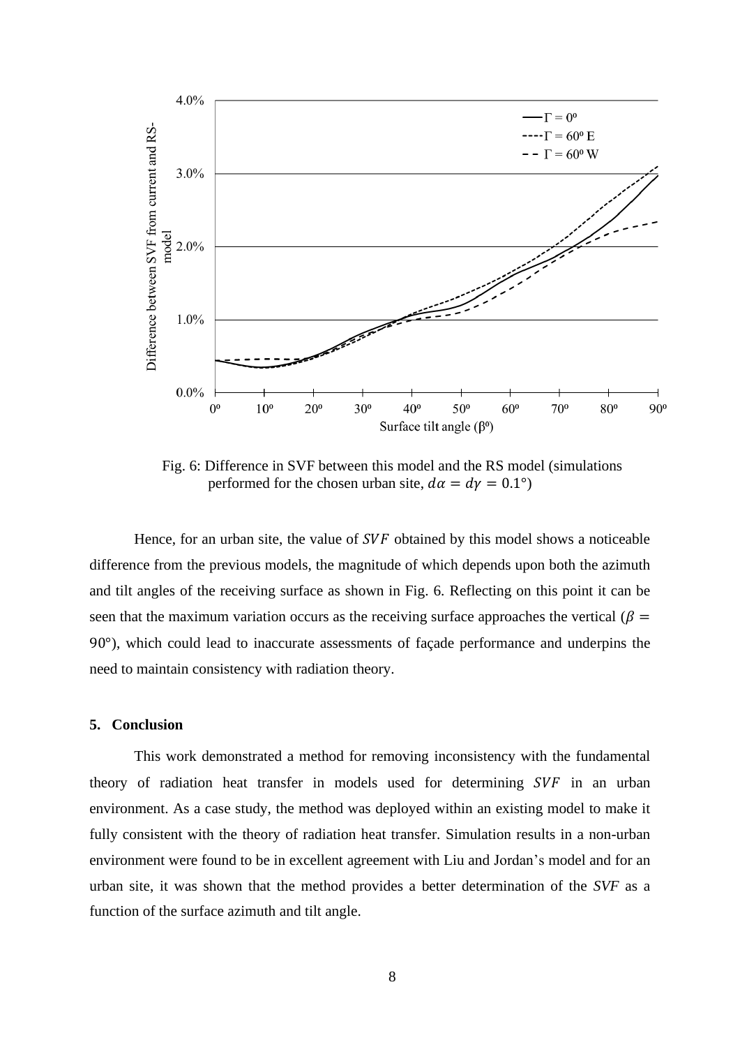Fig. 6: Difference in SVF between this model and the RS model (simulations performed for the chosen urban site, $d\alpha = d\gamma = 0.1°$)

Hence, for an urban site, the value of $SVF$ obtained by this model shows a noticeable difference from the previous models, the magnitude of which depends upon both the azimuth and tilt angles of the receiving surface as shown in Fig. 6. Reflecting on this point it can be seen that the maximum variation occurs as the receiving surface approaches the vertical ($\beta = 90°$), which could lead to inaccurate assessments of façade performance and underpins the need to maintain consistency with radiation theory.

## 5. Conclusion

This work demonstrated a method for removing inconsistency with the fundamental theory of radiation heat transfer in models used for determining $SVF$ in an urban environment. As a case study, the method was deployed within an existing model to make it fully consistent with the theory of radiation heat transfer. Simulation results in a non-urban environment were found to be in excellent agreement with Liu and Jordan's model and for an urban site, it was shown that the method provides a better determination of the *SVF* as a function of the surface azimuth and tilt angle.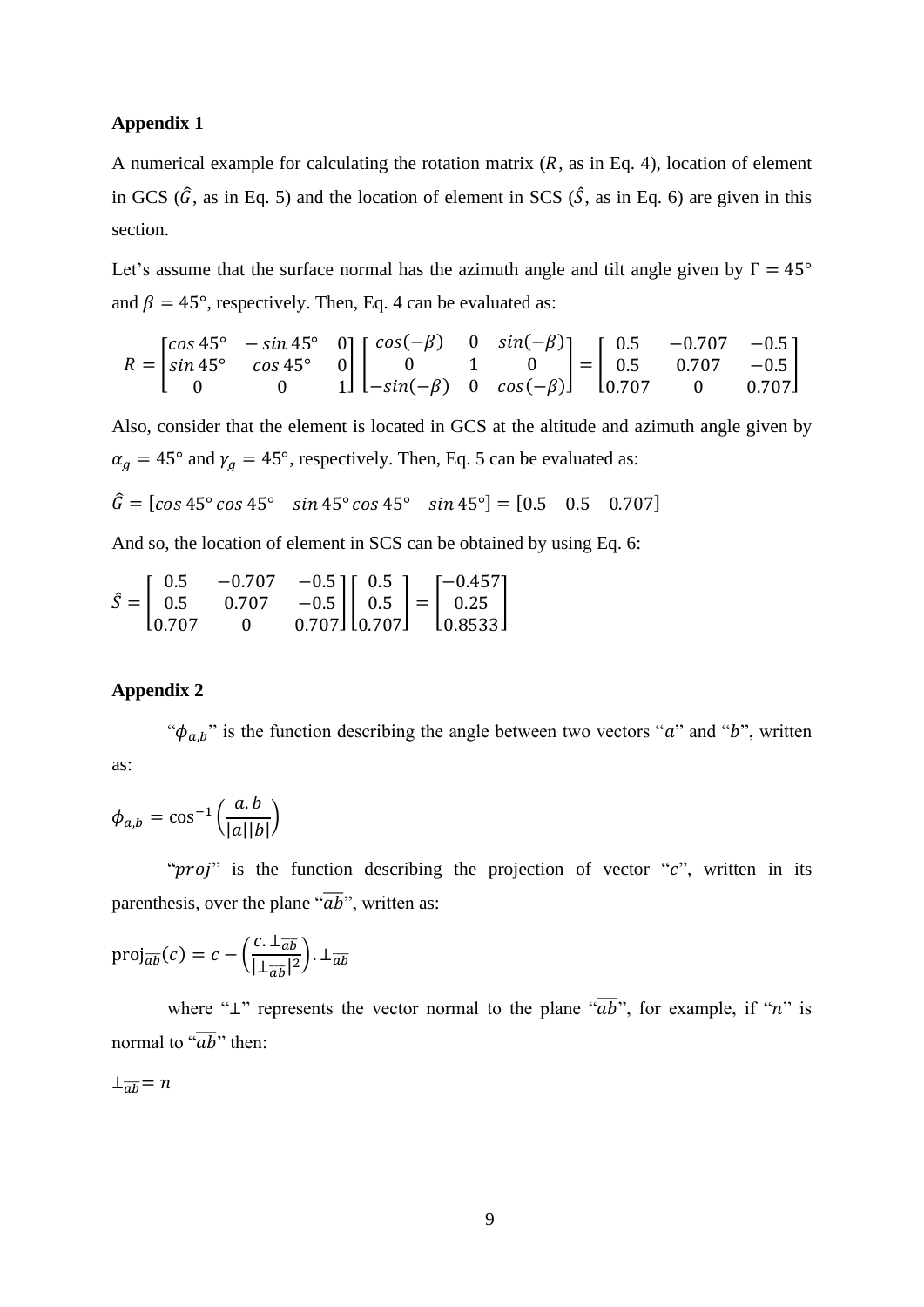**Appendix 1**

A numerical example for calculating the rotation matrix ($R$, as in Eq. 4), location of element in GCS ($\hat{G}$, as in Eq. 5) and the location of element in SCS ($\hat{S}$, as in Eq. 6) are given in this section.

Let's assume that the surface normal has the azimuth angle and tilt angle given by $\Gamma = 45°$ and $\beta = 45°$, respectively. Then, Eq. 4 can be evaluated as:

$$R = \begin{bmatrix} cos\,45° & -\,sin\,45° & 0 \\ sin\,45° & cos\,45° & 0 \\ 0 & 0 & 1 \end{bmatrix} \begin{bmatrix} cos(-\beta) & 0 & sin(-\beta) \\ 0 & 1 & 0 \\ -sin(-\beta) & 0 & cos(-\beta) \end{bmatrix} = \begin{bmatrix} 0.5 & -0.707 & -0.5 \\ 0.5 & 0.707 & -0.5 \\ 0.707 & 0 & 0.707 \end{bmatrix}$$

Also, consider that the element is located in GCS at the altitude and azimuth angle given by $\alpha_g = 45°$ and $\gamma_g = 45°$, respectively. Then, Eq. 5 can be evaluated as:

$$\hat{G} = [cos\,45°\,cos\,45° \quad sin\,45°\,cos\,45° \quad sin\,45°] = [0.5 \quad 0.5 \quad 0.707]$$

And so, the location of element in SCS can be obtained by using Eq. 6:

$$\hat{S} = \begin{bmatrix} 0.5 & -0.707 & -0.5 \\ 0.5 & 0.707 & -0.5 \\ 0.707 & 0 & 0.707 \end{bmatrix} \begin{bmatrix} 0.5 \\ 0.5 \\ 0.707 \end{bmatrix} = \begin{bmatrix} -0.457 \\ 0.25 \\ 0.8533 \end{bmatrix}$$

**Appendix 2**

"$\phi_{a,b}$" is the function describing the angle between two vectors "$a$" and "$b$", written as:

$$\phi_{a,b} = \cos^{-1}\left(\frac{a.b}{|a||b|}\right)$$

"$proj$" is the function describing the projection of vector "$c$", written in its parenthesis, over the plane "$\overline{ab}$", written as:

$$\text{proj}_{\overline{ab}}(c) = c - \left(\frac{c.\perp_{\overline{ab}}}{|\perp_{\overline{ab}}|^2}\right).\perp_{\overline{ab}}$$

where "$\perp$" represents the vector normal to the plane "$\overline{ab}$", for example, if "$n$" is normal to "$\overline{ab}$" then:

$$\perp_{\overline{ab}} = n$$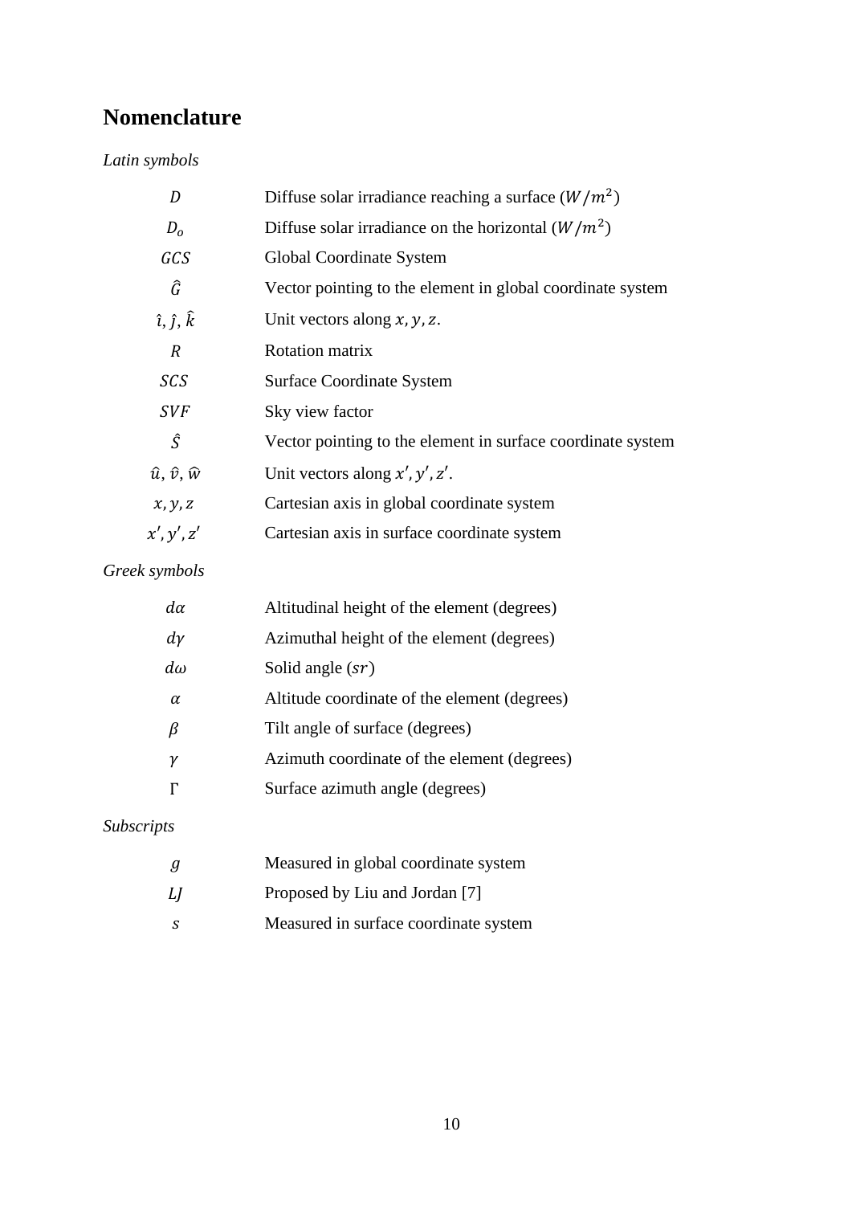## Nomenclature

*Latin symbols*

| | |
|---|---|
| $D$ | Diffuse solar irradiance reaching a surface ($W/m^2$) |
| $D_o$ | Diffuse solar irradiance on the horizontal ($W/m^2$) |
| $GCS$ | Global Coordinate System |
| $\hat{G}$ | Vector pointing to the element in global coordinate system |
| $\hat{\imath}, \hat{\jmath}, \hat{k}$ | Unit vectors along $x, y, z$. |
| $R$ | Rotation matrix |
| $SCS$ | Surface Coordinate System |
| $SVF$ | Sky view factor |
| $\hat{S}$ | Vector pointing to the element in surface coordinate system |
| $\hat{u}, \hat{v}, \hat{w}$ | Unit vectors along $x', y', z'$. |
| $x, y, z$ | Cartesian axis in global coordinate system |
| $x', y', z'$ | Cartesian axis in surface coordinate system |

*Greek symbols*

| | |
|---|---|
| $d\alpha$ | Altitudinal height of the element (degrees) |
| $d\gamma$ | Azimuthal height of the element (degrees) |
| $d\omega$ | Solid angle ($sr$) |
| $\alpha$ | Altitude coordinate of the element (degrees) |
| $\beta$ | Tilt angle of surface (degrees) |
| $\gamma$ | Azimuth coordinate of the element (degrees) |
| $\Gamma$ | Surface azimuth angle (degrees) |

*Subscripts*

| | |
|---|---|
| $g$ | Measured in global coordinate system |
| $LJ$ | Proposed by Liu and Jordan [7] |
| $s$ | Measured in surface coordinate system |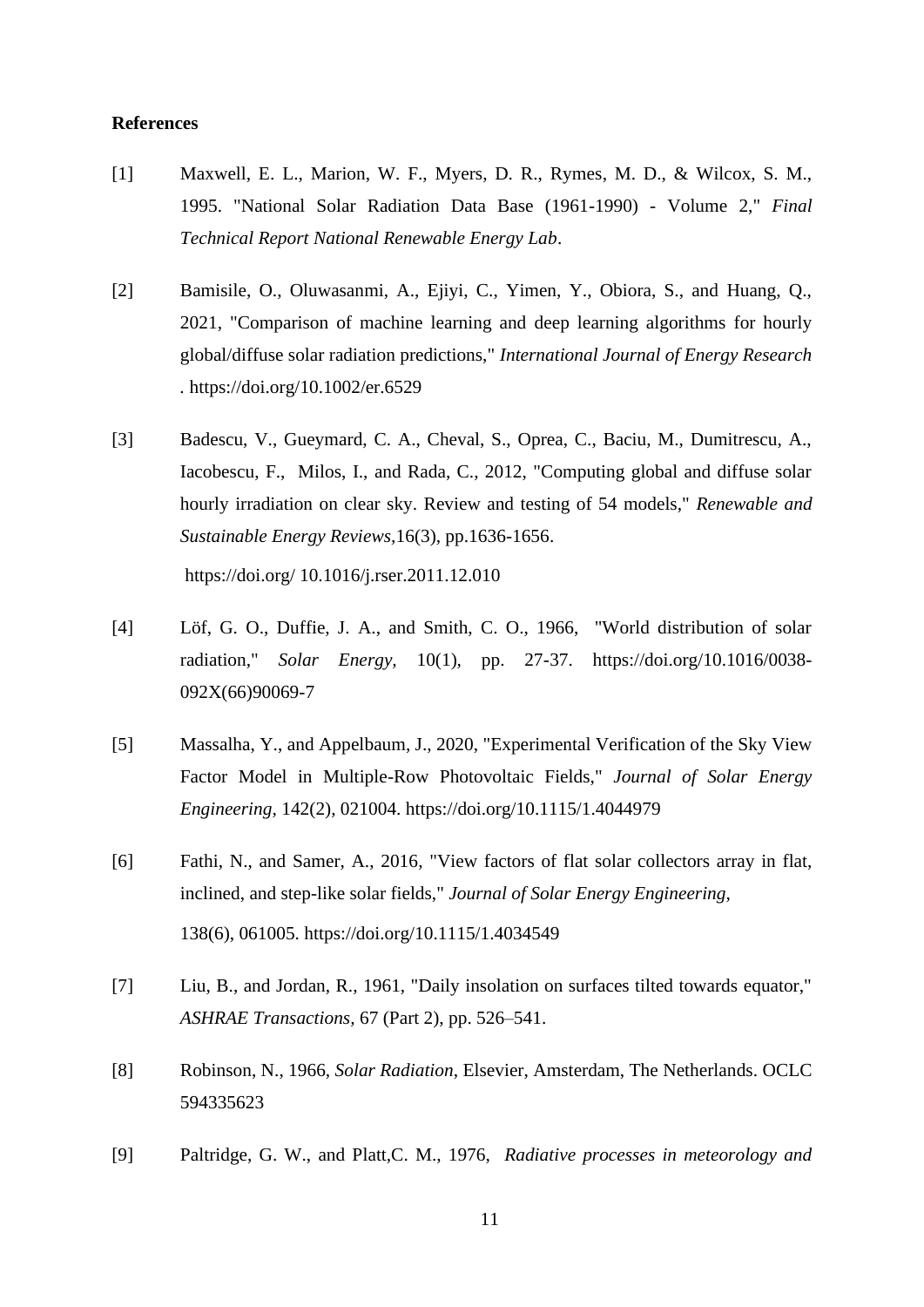**References**

[1] Maxwell, E. L., Marion, W. F., Myers, D. R., Rymes, M. D., & Wilcox, S. M., 1995. "National Solar Radiation Data Base (1961-1990) - Volume 2," *Final Technical Report National Renewable Energy Lab*.

[2] Bamisile, O., Oluwasanmi, A., Ejiyi, C., Yimen, Y., Obiora, S., and Huang, Q., 2021, "Comparison of machine learning and deep learning algorithms for hourly global/diffuse solar radiation predictions," *International Journal of Energy Research* . https://doi.org/10.1002/er.6529

[3] Badescu, V., Gueymard, C. A., Cheval, S., Oprea, C., Baciu, M., Dumitrescu, A., Iacobescu, F., Milos, I., and Rada, C., 2012, "Computing global and diffuse solar hourly irradiation on clear sky. Review and testing of 54 models," *Renewable and Sustainable Energy Reviews*,16(3), pp.1636-1656. https://doi.org/ 10.1016/j.rser.2011.12.010

[4] Löf, G. O., Duffie, J. A., and Smith, C. O., 1966, "World distribution of solar radiation," *Solar Energy,* 10(1), pp. 27-37. https://doi.org/10.1016/0038-092X(66)90069-7

[5] Massalha, Y., and Appelbaum, J., 2020, "Experimental Verification of the Sky View Factor Model in Multiple-Row Photovoltaic Fields," *Journal of Solar Energy Engineering,* 142(2), 021004. https://doi.org/10.1115/1.4044979

[6] Fathi, N., and Samer, A., 2016, "View factors of flat solar collectors array in flat, inclined, and step-like solar fields," *Journal of Solar Energy Engineering,* 138(6), 061005. https://doi.org/10.1115/1.4034549

[7] Liu, B., and Jordan, R., 1961, "Daily insolation on surfaces tilted towards equator," *ASHRAE Transactions*, 67 (Part 2), pp. 526–541.

[8] Robinson, N., 1966, *Solar Radiation*, Elsevier, Amsterdam, The Netherlands. OCLC 594335623

[9] Paltridge, G. W., and Platt,C. M., 1976, *Radiative processes in meteorology and*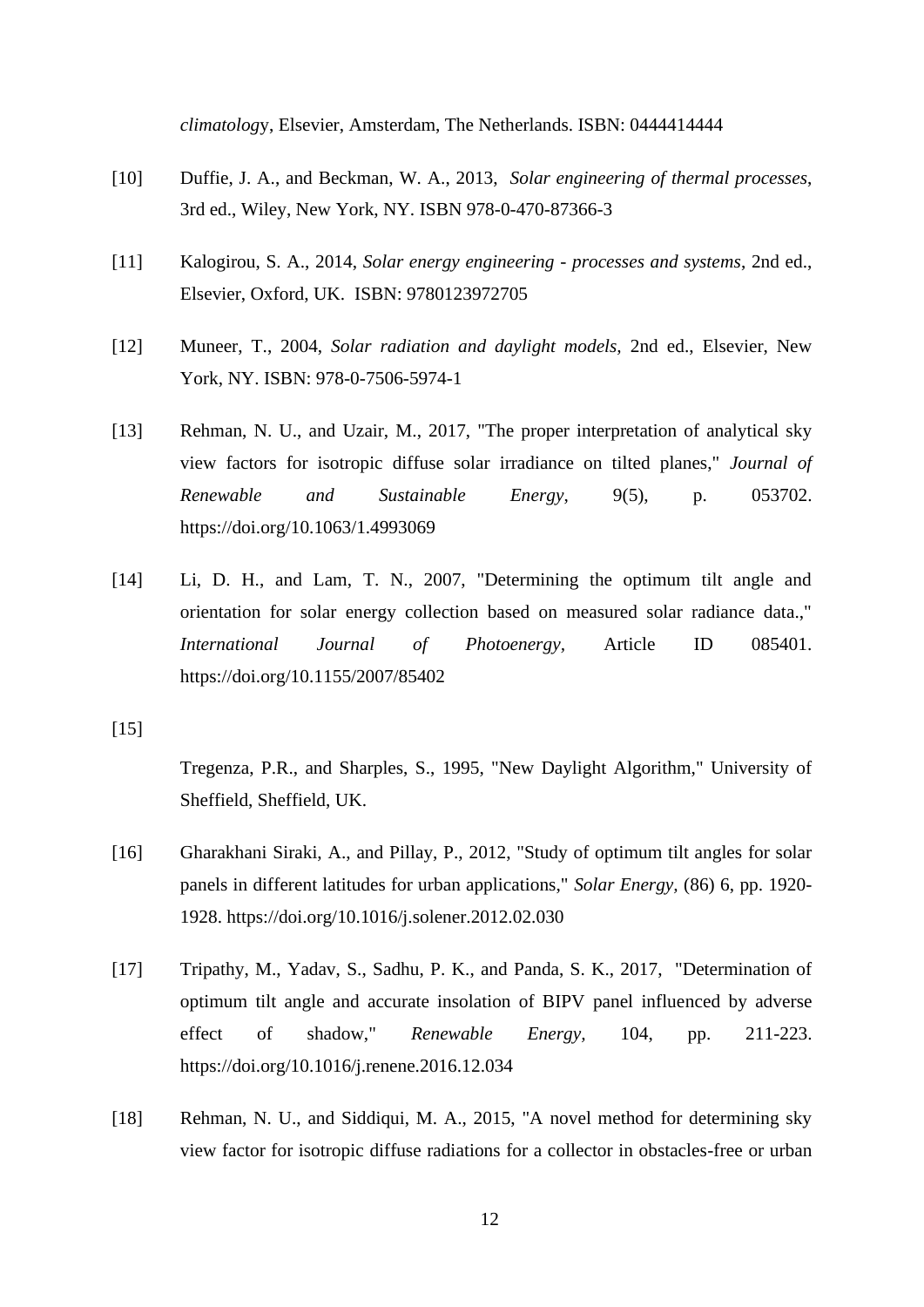*climatology*, Elsevier, Amsterdam, The Netherlands. ISBN: 0444414444

[10] Duffie, J. A., and Beckman, W. A., 2013, *Solar engineering of thermal processes*, 3rd ed., Wiley, New York, NY. ISBN 978-0-470-87366-3

[11] Kalogirou, S. A., 2014, *Solar energy engineering - processes and systems*, 2nd ed., Elsevier, Oxford, UK. ISBN: 9780123972705

[12] Muneer, T., 2004, *Solar radiation and daylight models,* 2nd ed., Elsevier, New York, NY. ISBN: 978-0-7506-5974-1

[13] Rehman, N. U., and Uzair, M., 2017, "The proper interpretation of analytical sky view factors for isotropic diffuse solar irradiance on tilted planes," *Journal of Renewable and Sustainable Energy*, 9(5), p. 053702. https://doi.org/10.1063/1.4993069

[14] Li, D. H., and Lam, T. N., 2007, "Determining the optimum tilt angle and orientation for solar energy collection based on measured solar radiance data.," *International Journal of Photoenergy*, Article ID 085401. https://doi.org/10.1155/2007/85402

[15] Tregenza, P.R., and Sharples, S., 1995, "New Daylight Algorithm," University of Sheffield, Sheffield, UK.

[16] Gharakhani Siraki, A., and Pillay, P., 2012, "Study of optimum tilt angles for solar panels in different latitudes for urban applications," *Solar Energy,* (86) 6, pp. 1920-1928. https://doi.org/10.1016/j.solener.2012.02.030

[17] Tripathy, M., Yadav, S., Sadhu, P. K., and Panda, S. K., 2017, "Determination of optimum tilt angle and accurate insolation of BIPV panel influenced by adverse effect of shadow," *Renewable Energy,* 104, pp. 211-223. https://doi.org/10.1016/j.renene.2016.12.034

[18] Rehman, N. U., and Siddiqui, M. A., 2015, "A novel method for determining sky view factor for isotropic diffuse radiations for a collector in obstacles-free or urban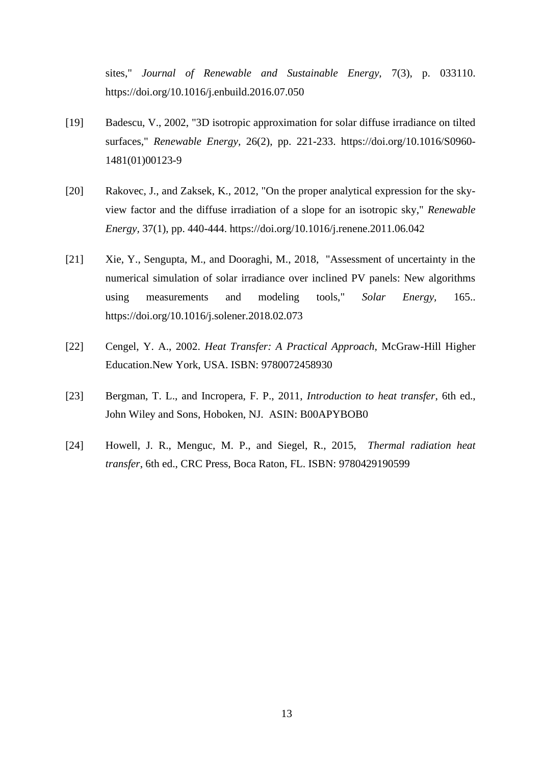sites," *Journal of Renewable and Sustainable Energy*, 7(3), p. 033110. https://doi.org/10.1016/j.enbuild.2016.07.050

[19] Badescu, V., 2002, "3D isotropic approximation for solar diffuse irradiance on tilted surfaces," *Renewable Energy*, 26(2), pp. 221-233. https://doi.org/10.1016/S0960-1481(01)00123-9

[20] Rakovec, J., and Zaksek, K., 2012, "On the proper analytical expression for the sky-view factor and the diffuse irradiation of a slope for an isotropic sky," *Renewable Energy*, 37(1), pp. 440-444. https://doi.org/10.1016/j.renene.2011.06.042

[21] Xie, Y., Sengupta, M., and Dooraghi, M., 2018, "Assessment of uncertainty in the numerical simulation of solar irradiance over inclined PV panels: New algorithms using measurements and modeling tools," *Solar Energy*, 165.. https://doi.org/10.1016/j.solener.2018.02.073

[22] Cengel, Y. A., 2002. *Heat Transfer: A Practical Approach*, McGraw-Hill Higher Education.New York, USA. ISBN: 9780072458930

[23] Bergman, T. L., and Incropera, F. P., 2011, *Introduction to heat transfer*, 6th ed., John Wiley and Sons, Hoboken, NJ. ASIN: B00APYBOB0

[24] Howell, J. R., Menguc, M. P., and Siegel, R., 2015, *Thermal radiation heat transfer*, 6th ed., CRC Press, Boca Raton, FL. ISBN: 9780429190599